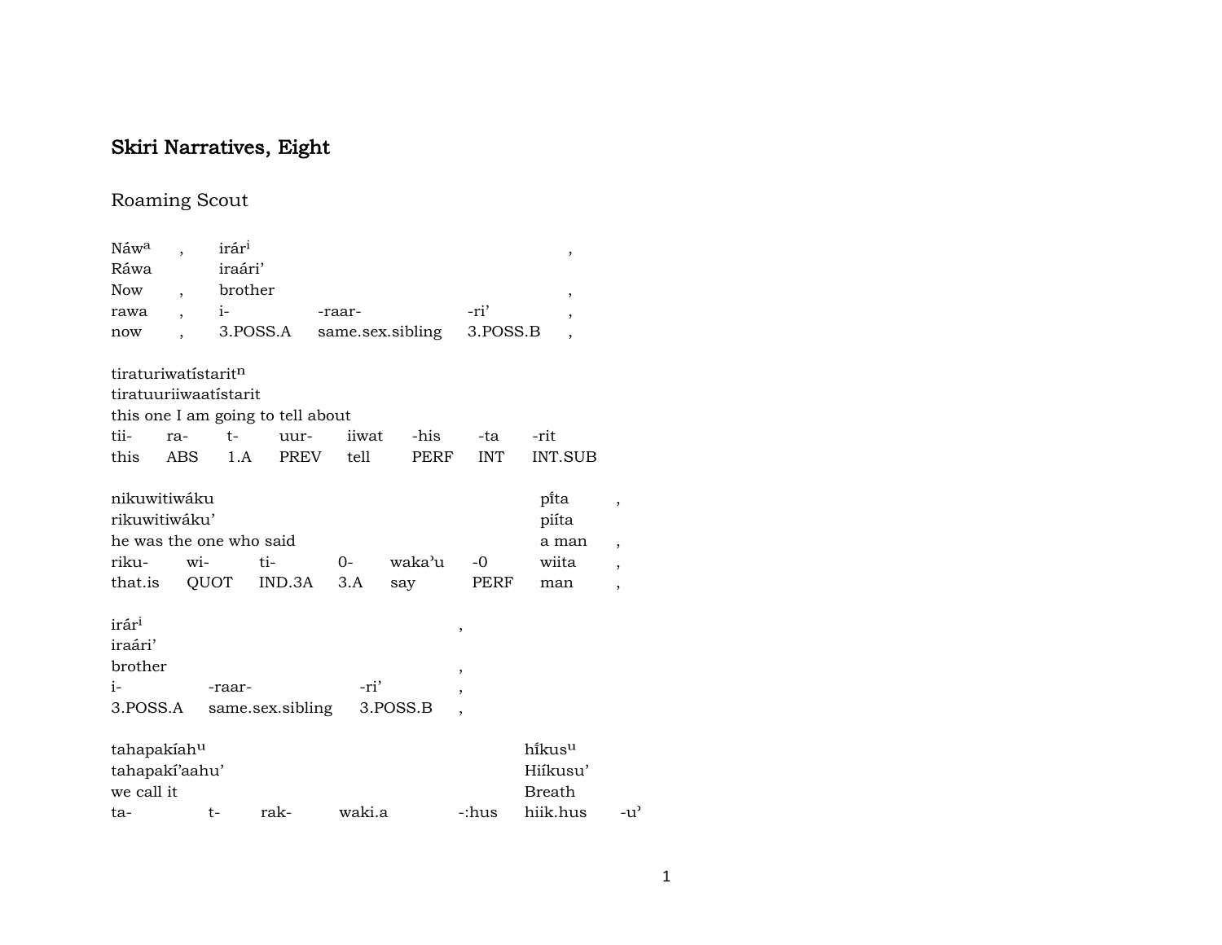# Skiri Narratives, Eight

## Roaming Scout

| Náw^a | , | irár^i | | | , |
|---|---|---|---|---|---|
| Ráwa | | iraári' | | | |
| Now | , | brother | | | , |
| rawa | , | i- | -raar- | -ri' | , |
| now | , | 3.POSS.A | same.sex.sibling | 3.POSS.B | , |

| tiraturiwatístarit^n | | | | | | | |
|---|---|---|---|---|---|---|---|
| tiratuuriiwaatístarit | | | | | | | |
| this one I am going to tell about | | | | | | | |
| tii- | ra- | t- | uur- | iiwat | -his | -ta | -rit |
| this | ABS | 1.A | PREV | tell | PERF | INT | INT.SUB |

| nikuwitiwáku | | | | | | pí̃ta | , |
|---|---|---|---|---|---|---|---|
| rikuwitiwáku' | | | | | | piíta | |
| he was the one who said | | | | | | a man | , |
| riku- | wi- | ti- | 0- | waka'u | -0 | wiita | , |
| that.is | QUOT | IND.3A | 3.A | say | PERF | man | , |

| irár^i | | | , |
|---|---|---|---|
| iraári' | | | |
| brother | | | , |
| i- | -raar- | -ri' | , |
| 3.POSS.A | same.sex.sibling | 3.POSS.B | , |

| tahapakíah^u | | | | | hí̃kus^u | |
|---|---|---|---|---|---|---|
| tahapakí'aahu' | | | | | Hiíkusu' | |
| we call it | | | | | Breath | |
| ta- | t- | rak- | waki.a | -:hus | hiik.hus | -u' |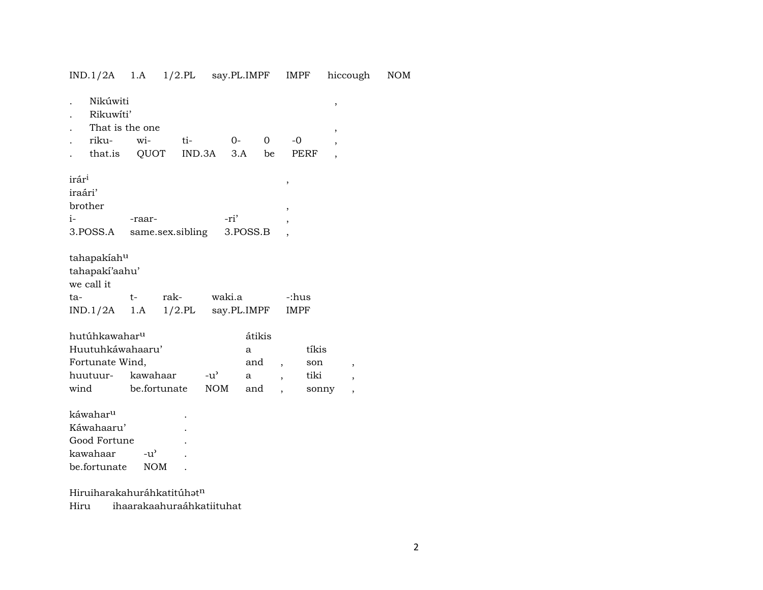IND.1/2A 1.A 1/2.PL say.PL.IMPF IMPF hiccough NOM

| . | Nikúwiti | | | | | | , |
|---|---|---|---|---|---|---|---|
| . | Rikuwíti’ | | | | | | |
| . | That is the one | | | | | | , |
| . | riku- | wi- | ti- | 0- | 0 | -0 | , |
| . | that.is | QUOT | IND.3A | 3.A | be | PERF | , |

| irár$^{i}$ | | | , |
|---|---|---|---|
| iraári’ | | | |
| brother | | | , |
| i- | -raar- | -ri’ | , |
| 3.POSS.A | same.sex.sibling | 3.POSS.B | , |

| tahapakíah$^{u}$ | | | | |
|---|---|---|---|---|
| tahapakí’aahu’ | | | | |
| we call it | | | | |
| ta- | t- | rak- | waki.a | -:hus |
| IND.1/2A | 1.A | 1/2.PL | say.PL.IMPF | IMPF |

| hutúhkawahar$^{u}$ | | | átikis | | | |
|---|---|---|---|---|---|---|
| Huutuhkáwahaaru’ | | | a | | tíkis | |
| Fortunate Wind, | | | and | , | son | , |
| huutuur- | kawahaar | -u’ | a | , | tiki | , |
| wind | be.fortunate | NOM | and | , | sonny | , |

| káwahar$^{u}$ | | . |
|---|---|---|
| Káwahaaru’ | | . |
| Good Fortune | | . |
| kawahaar | -u’ | . |
| be.fortunate | NOM | . |

Hiruiharakahuráhkatitúhət$^{n}$

Hiru ihaarakaahuraáhkatiituhat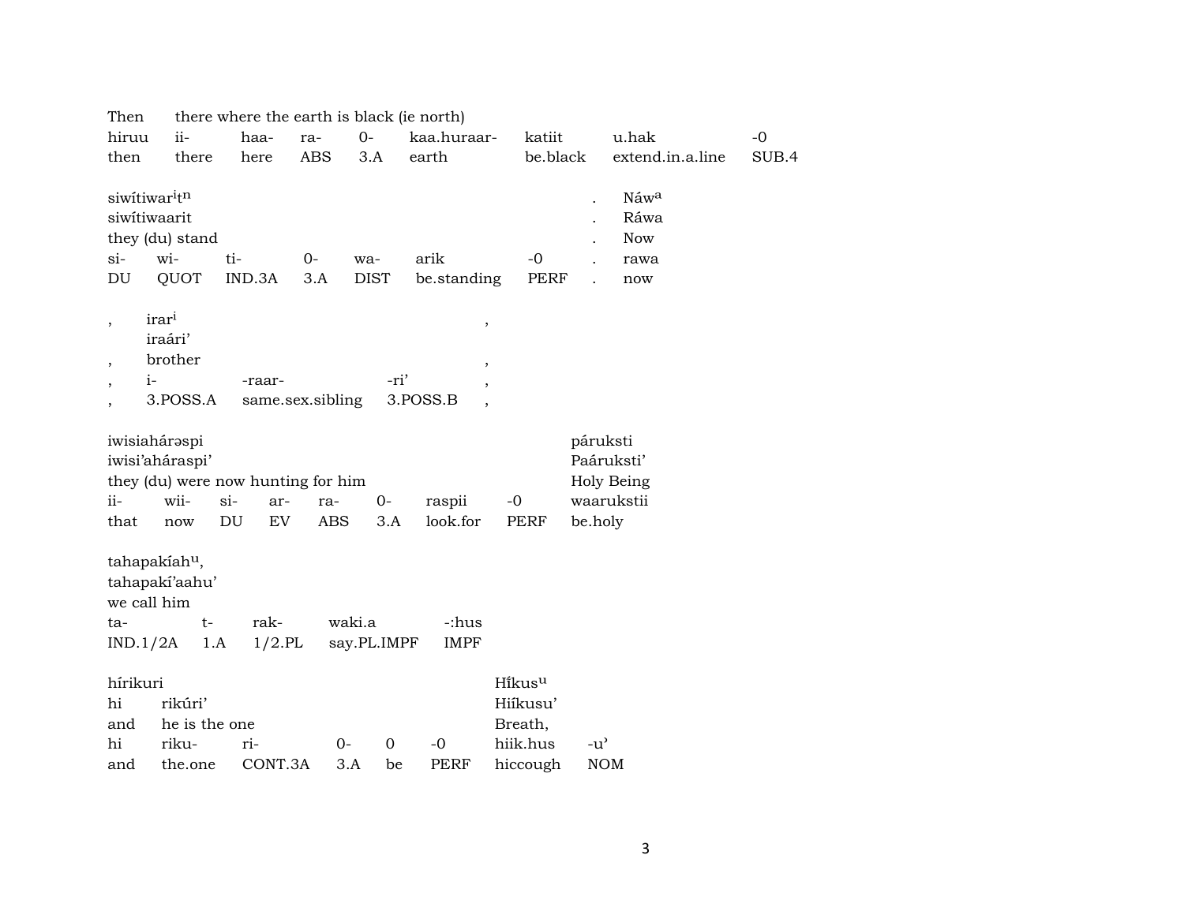| Then | there where the earth is black (ie north) | | | | | | | |
|---|---|---|---|---|---|---|---|---|
| hiruu | ii- | haa- | ra- | 0- | kaa.huraar- | katiit | u.hak | -0 |
| then | there | here | ABS | 3.A | earth | be.black | extend.in.a.line | SUB.4 |

| siwítiwar$^{i}$t$^{n}$ | | | | | | | . | Náw$^{a}$ |
|---|---|---|---|---|---|---|---|---|
| siwítiwaarit | | | | | | | . | Ráwa |
| they (du) stand | | | | | | | . | Now |
| si- | wi- | ti- | 0- | wa- | arik | -0 | . | rawa |
| DU | QUOT | IND.3A | 3.A | DIST | be.standing | PERF | . | now |

| , | irar$^{i}$ | | | , |
|---|---|---|---|---|
| | iraári’ | | | |
| , | brother | | | , |
| , | i- | -raar- | -ri’ | , |
| , | 3.POSS.A | same.sex.sibling | 3.POSS.B | , |

| iwisiahárəspi | | | | | | | | páruksti |
|---|---|---|---|---|---|---|---|---|
| iwisi’aháraspi’ | | | | | | | | Paáruksti’ |
| they (du) were now hunting for him | | | | | | | | Holy Being |
| ii- | wii- | si- | ar- | ra- | 0- | raspii | -0 | waarukstii |
| that | now | DU | EV | ABS | 3.A | look.for | PERF | be.holy |

| tahapakíah$^{u}$, | | | | |
|---|---|---|---|---|
| tahapakí’aahu’ | | | | |
| we call him | | | | |
| ta- | t- | rak- | waki.a | -:hus |
| IND.1/2A | 1.A | 1/2.PL | say.PL.IMPF | IMPF |

| hírikuri | | | | | | Hiíkus$^{u}$ | |
|---|---|---|---|---|---|---|---|
| hi | rikúri’ | | | | | Hiíkusu’ | |
| and | he is the one | | | | | Breath, | |
| hi | riku- | ri- | 0- | 0 | -0 | hiik.hus | -u’ |
| and | the.one | CONT.3A | 3.A | be | PERF | hiccough | NOM |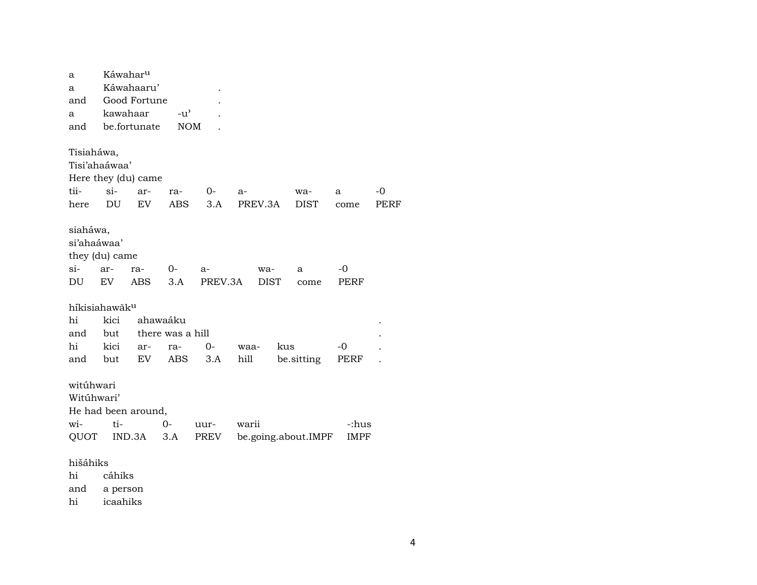a      Káwahar^u
a      Káwahaaru'      .
and    Good Fortune    .
a      kawahaar    -u'    .
and    be.fortunate    NOM    .

Tisiaháwa,
Tisi'ahaáwaa'
Here they (du) came

| tii- | si- | ar- | ra- | 0- | a- | wa- | a | -0 |
|---|---|---|---|---|---|---|---|---|
| here | DU | EV | ABS | 3.A | PREV.3A | DIST | come | PERF |

siaháwa,
si'ahaáwaa'
they (du) came

| si- | ar- | ra- | 0- | a- | wa- | a | -0 |
|---|---|---|---|---|---|---|---|
| DU | EV | ABS | 3.A | PREV.3A | DIST | come | PERF |

híkisiahawãk^u

| hi | kici | ahawaáku | | | | | | . |
|---|---|---|---|---|---|---|---|---|
| and | but | there was a hill | | | | | | . |
| hi | kici | ar- | ra- | 0- | waa- | kus | -0 | . |
| and | but | EV | ABS | 3.A | hill | be.sitting | PERF | . |

witúhwari
Witúhwari'
He had been around,

| wi- | ti- | 0- | uur- | warii | -:hus |
|---|---|---|---|---|---|
| QUOT | IND.3A | 3.A | PREV | be.going.about.IMPF | IMPF |

hišáhiks
hi      cáhiks
and     a person
hi      icaahiks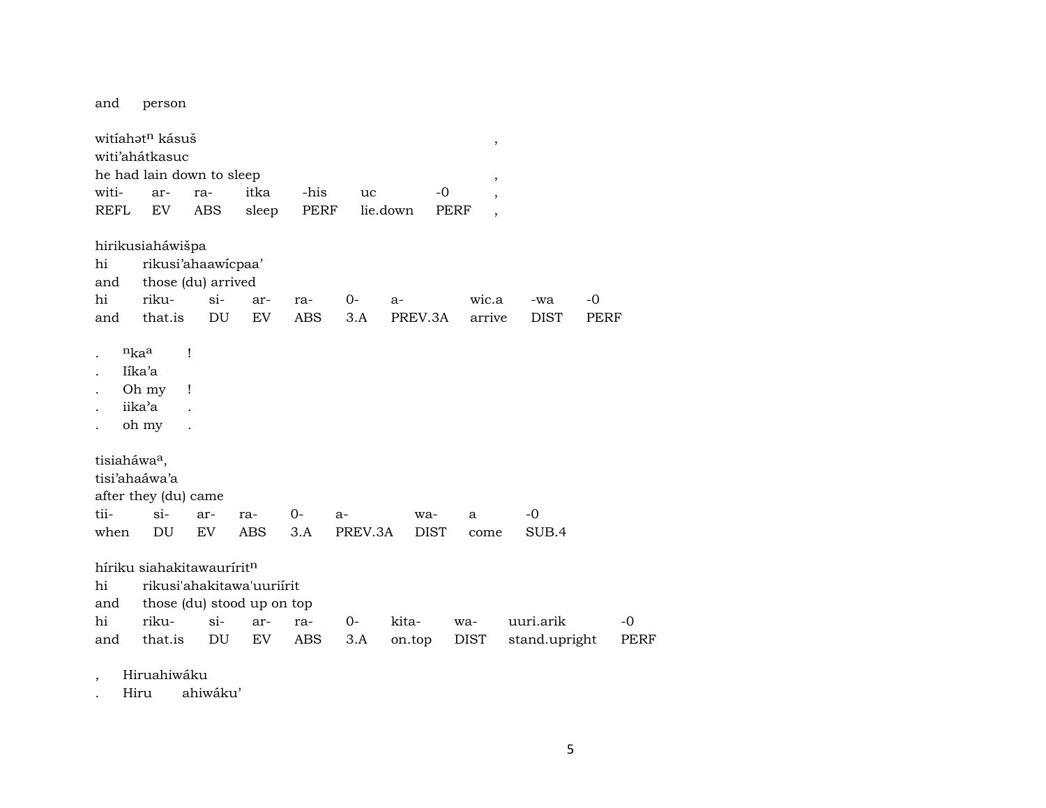and person

witíahətⁿ kásuš ,
witi'ahátkasuc
he had lain down to sleep ,

| witi- | ar- | ra- | itka | -his | uc | -0 | , |
|---|---|---|---|---|---|---|---|
| REFL | EV | ABS | sleep | PERF | lie.down | PERF | , |

hirikusiaháwišpa
hi rikusi'ahaawícpaa'
and those (du) arrived

| hi | riku- | si- | ar- | ra- | 0- | a- | wic.a | -wa | -0 |
|---|---|---|---|---|---|---|---|---|---|
| and | that.is | DU | EV | ABS | 3.A | PREV.3A | arrive | DIST | PERF |

. ⁿkaᵃ !
. Iíka'a
. Oh my !
. iika'a .
. oh my .

tisiaháwaᵃ,
tisi'ahaáwa'a
after they (du) came

| tii- | si- | ar- | ra- | 0- | a- | wa- | a | -0 |
|---|---|---|---|---|---|---|---|---|
| when | DU | EV | ABS | 3.A | PREV.3A | DIST | come | SUB.4 |

híriku siahakitawauríritⁿ
hi rikusi'ahakitawa'uuriírit
and those (du) stood up on top

| hi | riku- | si- | ar- | ra- | 0- | kita- | wa- | uuri.arik | -0 |
|---|---|---|---|---|---|---|---|---|---|
| and | that.is | DU | EV | ABS | 3.A | on.top | DIST | stand.upright | PERF |

, Hiruahiwáku
. Hiru ahiwáku'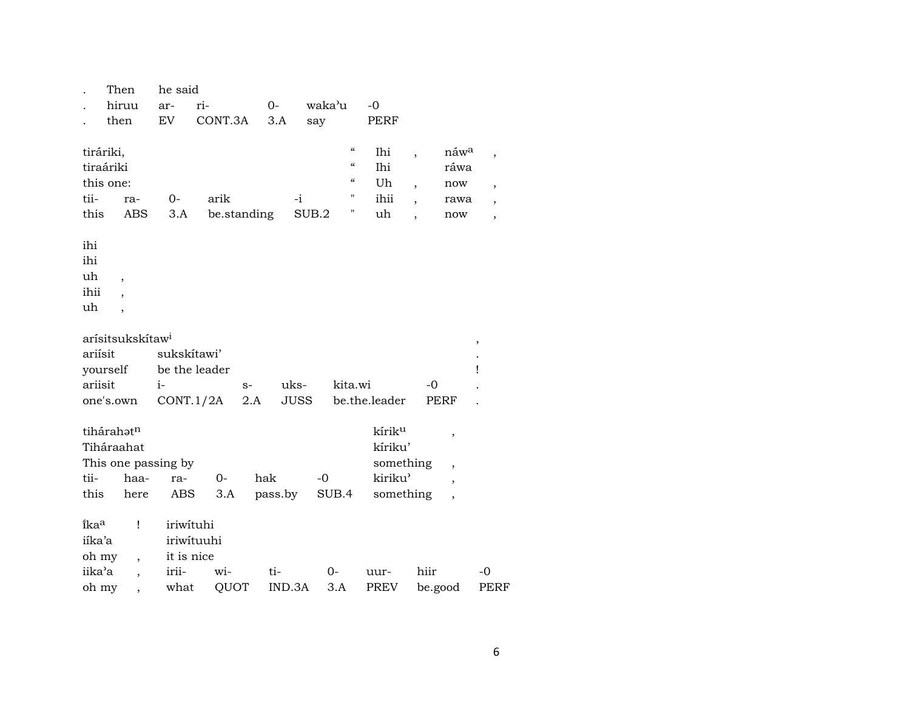| . | Then | he said | | | |
|---|---|---|---|---|---|
| . | hiruu | ar- | ri- | 0- | waka'u | -0 |
| . | then | EV | CONT.3A | 3.A | say | PERF |

| tiráriki, | | | | | " | Ihi | , | náw$^{a}$ | , |
|---|---|---|---|---|---|---|---|---|---|
| tiraáriki | | | | | " | Ihi | | ráwa | |
| this one: | | | | | " | Uh | , | now | , |
| tii- | ra- | 0- | arik | -i | " | ihii | , | rawa | , |
| this | ABS | 3.A | be.standing | SUB.2 | " | uh | , | now | , |

| ihi | |
|---|---|
| ihi | |
| uh | , |
| ihii | , |
| uh | , |

| arísitsukskítaw$^{i}$ | | | | | | , |
|---|---|---|---|---|---|---|
| ariísit | sukskítawi' | | | | | . |
| yourself | be the leader | | | | | ! |
| ariisit | i- | s- | uks- | kita.wi | -0 | . |
| one's.own | CONT.1/2A | 2.A | JUSS | be.the.leader | PERF | . |

| tihárahət$^{n}$ | | | | | | kírik$^{u}$ | , |
|---|---|---|---|---|---|---|---|
| Tiháraahat | | | | | | kíriku' | |
| This one passing by | | | | | | something | , |
| tii- | haa- | ra- | 0- | hak | -0 | kiriku' | , |
| this | here | ABS | 3.A | pass.by | SUB.4 | something | , |

| îka$^{a}$ | ! | iriwítuhi | | | | | | |
|---|---|---|---|---|---|---|---|---|
| iíka'a | | iriwítuuhi | | | | | | |
| oh my | , | it is nice | | | | | | |
| iika'a | , | irii- | wi- | ti- | 0- | uur- | hiir | -0 |
| oh my | , | what | QUOT | IND.3A | 3.A | PREV | be.good | PERF |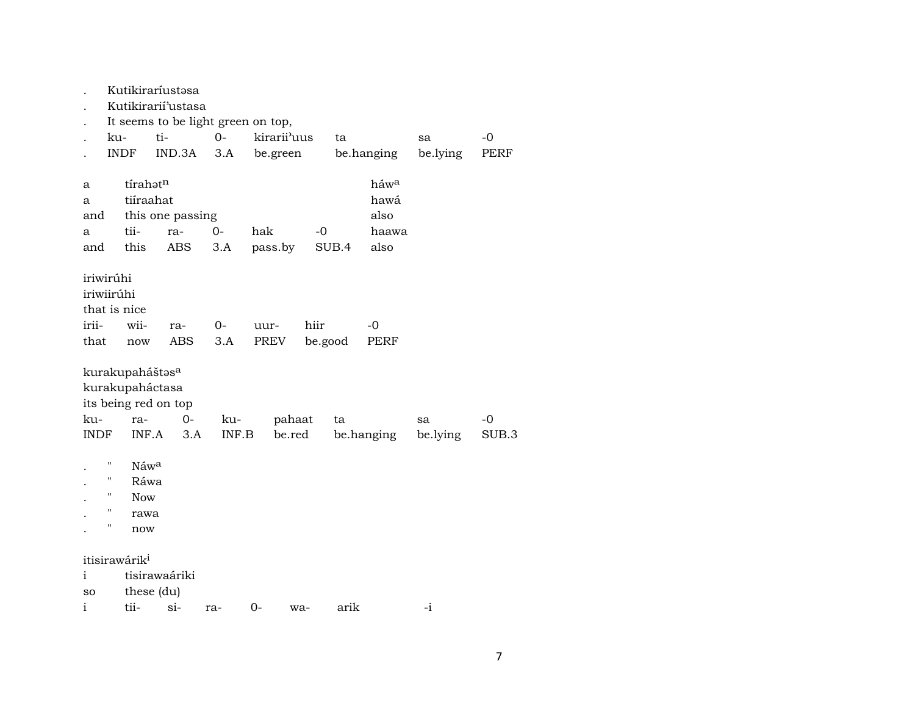. Kutikiraríustəsa
. Kutikirarií'ustasa
. It seems to be light green on top,

| . | ku- | ti- | 0- | kirarii'uus | ta | sa | -0 |
|---|---|---|---|---|---|---|---|
| . | INDF | IND.3A | 3.A | be.green | be.hanging | be.lying | PERF |

a tírahət^n háw^a
a tiíraahat hawá
and this one passing also

| a | tii- | ra- | 0- | hak | -0 | haawa |
|---|---|---|---|---|---|---|
| and | this | ABS | 3.A | pass.by | SUB.4 | also |

iriwirúhi
iriwiirúhi
that is nice

| irii- | wii- | ra- | 0- | uur- | hiir | -0 |
|---|---|---|---|---|---|---|
| that | now | ABS | 3.A | PREV | be.good | PERF |

kurakupaháštəs^a
kurakupaháctasa
its being red on top

| ku- | ra- | 0- | ku- | pahaat | ta | sa | -0 |
|---|---|---|---|---|---|---|---|
| INDF | INF.A | 3.A | INF.B | be.red | be.hanging | be.lying | SUB.3 |

. " Náw^a
. " Ráwa
. " Now
. " rawa
. " now

itisirawárik^i
i tisirawaáriki
so these (du)

| i | tii- | si- | ra- | 0- | wa- | arik | -i |
|---|---|---|---|---|---|---|---|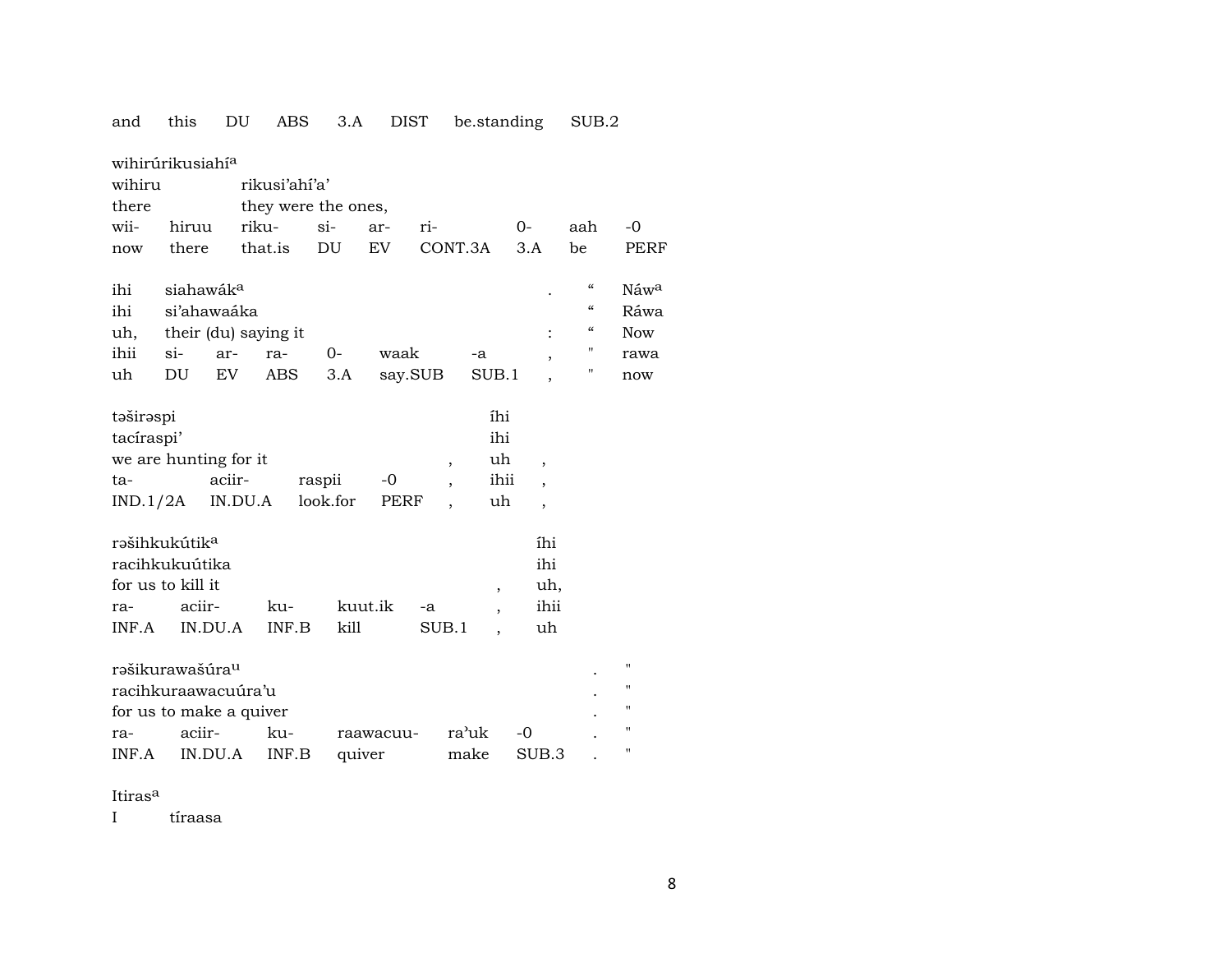| and | this | DU | ABS | 3.A | DIST | be.standing | SUB.2 |
|---|---|---|---|---|---|---|---|

wihirúrikusiahí[a]

| wihiru | | rikusi'ahí'a' | | | | | | |
|---|---|---|---|---|---|---|---|---|
| there | | they were the ones, | | | | | | |
| wii- | hiruu | riku- | si- | ar- | ri- | 0- | aah | -0 |
| now | there | that.is | DU | EV | CONT.3A | 3.A | be | PERF |

| ihi | siahawák[a] | | | | | | . | " | Náw[a] |
|---|---|---|---|---|---|---|---|---|---|
| ihi | si'ahawaáka | | | | | | | " | Ráwa |
| uh, | their (du) saying it | | | | | | : | " | Now |
| ihii | si- | ar- | ra- | 0- | waak | -a | , | " | rawa |
| uh | DU | EV | ABS | 3.A | say.SUB | SUB.1 | , | " | now |

| təširəspi | | | | | íhi | |
|---|---|---|---|---|---|---|
| tacíraspi' | | | | | ihi | |
| we are hunting for it | | | | , | uh | , |
| ta- | aciir- | raspii | -0 | , | ihii | , |
| IND.1/2A | IN.DU.A | look.for | PERF | , | uh | , |

| rəšihkukútik[a] | | | | | | íhi |
|---|---|---|---|---|---|---|
| racihkukuútika | | | | | | ihi |
| for us to kill it | | | | | , | uh, |
| ra- | aciir- | ku- | kuut.ik | -a | , | ihii |
| INF.A | IN.DU.A | INF.B | kill | SUB.1 | , | uh |

| rəšikurawašúra[u] | | | | | | . | " |
|---|---|---|---|---|---|---|---|
| racihkuraawacuúra'u | | | | | | . | " |
| for us to make a quiver | | | | | | . | " |
| ra- | aciir- | ku- | raawacuu- | ra'uk | -0 | . | " |
| INF.A | IN.DU.A | INF.B | quiver | make | SUB.3 | . | " |

Itiras[a]

I tíraasa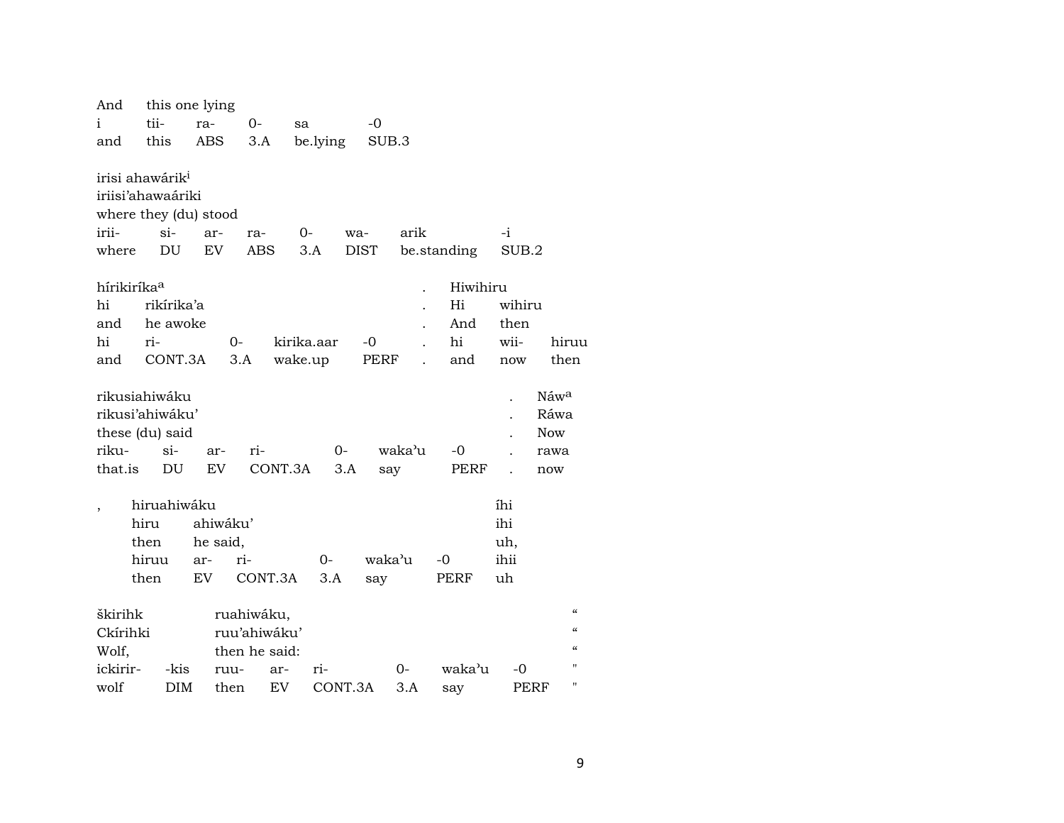And this one lying
i tii- ra- 0- sa -0
and this ABS 3.A be.lying SUB.3

irisi ahawárik[i]
iriisi'ahawaáriki
where they (du) stood
irii- si- ar- ra- 0- wa- arik -i
where DU EV ABS 3.A DIST be.standing SUB.2

hírikiríka[a] . Hiwihiru
hi rikírika'a . Hi wihiru
and he awoke . And then
hi ri- 0- kirika.aar -0 . hi wii- hiruu
and CONT.3A 3.A wake.up PERF . and now then

rikusiahiwáku . Náw[a]
rikusi'ahiwáku' . Ráwa
these (du) said . Now
riku- si- ar- ri- 0- waka'u -0 . rawa
that.is DU EV CONT.3A 3.A say PERF . now

, hiruahiwáku íhi
hiru ahiwáku' ihi
then he said, uh,
hiruu ar- ri- 0- waka'u -0 ihii
then EV CONT.3A 3.A say PERF uh

škirihk ruahiwáku, "
Ckírihki ruu'ahiwáku' "
Wolf, then he said: "
ickirir- -kis ruu- ar- ri- 0- waka'u -0 "
wolf DIM then EV CONT.3A 3.A say PERF "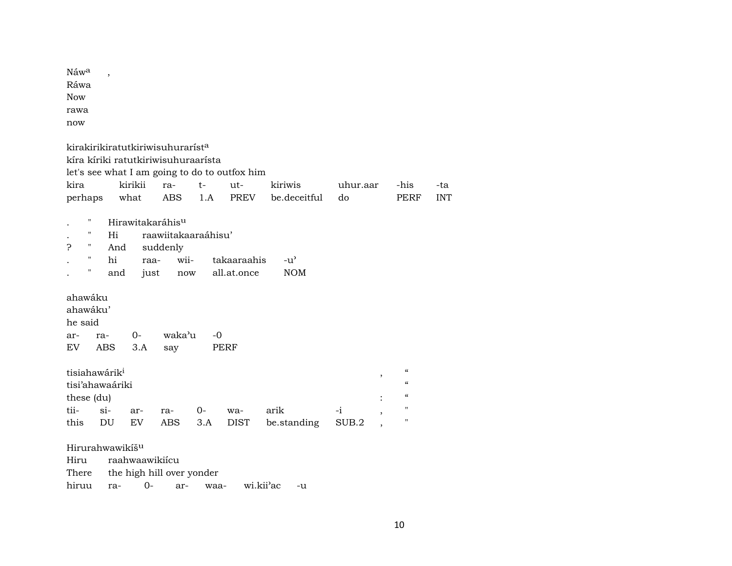Náw[a] ,
Ráwa
Now
rawa
now

kirakirikiratutkiriwisuhurarísta[a]
kíra kíriki ratutkiriwisuhuraarísta
let's see what I am going to do to outfox him

| kira | kirikii | ra- | t- | ut- | kiriwis | uhur.aar | -his | -ta |
|---|---|---|---|---|---|---|---|---|
| perhaps | what | ABS | 1.A | PREV | be.deceitful | do | PERF | INT |

| . | " | Hirawitakaráhis[u] | | | | |
|---|---|---|---|---|---|---|
| . | " | Hi | raawiitakaaraáhisu' | | | |
| ? | " | And | suddenly | | | |
| . | " | hi | raa- | wii- | takaaraahis | -u' |
| . | " | and | just | now | all.at.once | NOM |

ahawáku
ahawáku'
he said

| ar- | ra- | 0- | waka'u | -0 |
|---|---|---|---|---|
| EV | ABS | 3.A | say | PERF |

tisiahawárik[i] , "
tisi'ahawaáriki "
these (du) : "

| tii- | si- | ar- | ra- | 0- | wa- | arik | -i | , | " |
|---|---|---|---|---|---|---|---|---|---|
| this | DU | EV | ABS | 3.A | DIST | be.standing | SUB.2 | , | " |

Hirurahwawikíš[u]
Hiru raahwaawikiícu
There the high hill over yonder

| hiruu | ra- | 0- | ar- | waa- | wi.kii'ac | -u |
|---|---|---|---|---|---|---|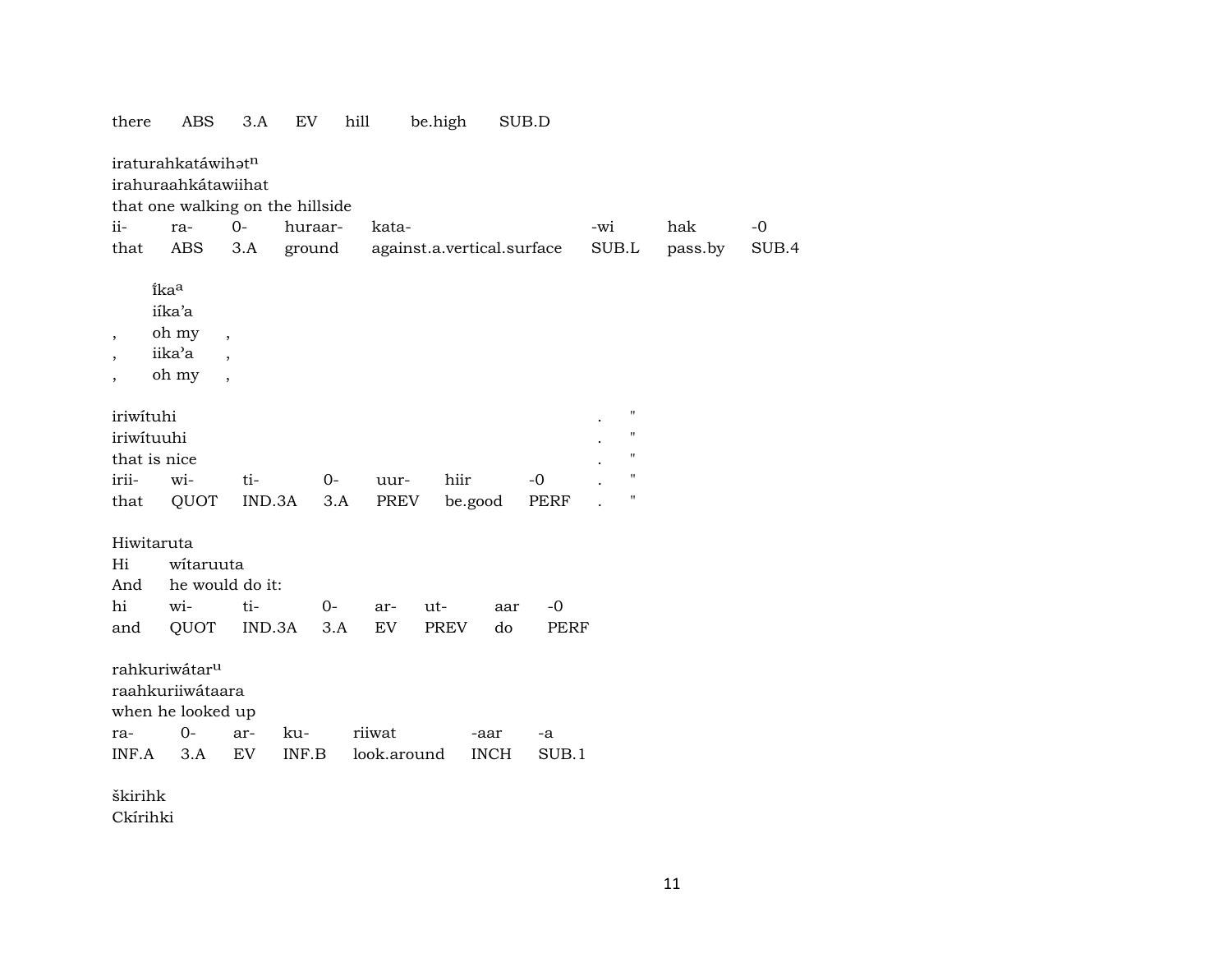| there | ABS | 3.A | EV | hill | be.high | SUB.D |
|---|---|---|---|---|---|---|

iraturahkatáwihət$^{n}$
irahuraahkátawiihat
that one walking on the hillside

| ii- | ra- | 0- | huraar- | kata- | -wi | hak | -0 |
|---|---|---|---|---|---|---|---|
| that | ABS | 3.A | ground | against.a.vertical.surface | SUB.L | pass.by | SUB.4 |

| | ĩka$^{a}$ | |
|---|---|---|
| | iíka'a | |
| , | oh my | , |
| , | iika'a | , |
| , | oh my | , |

iriwítuhi . "
iriwítuuhi . "
that is nice . "

| irii- | wi- | ti- | 0- | uur- | hiir | -0 | . | " |
|---|---|---|---|---|---|---|---|---|
| that | QUOT | IND.3A | 3.A | PREV | be.good | PERF | . | " |

Hiwitaruta
Hi wítaruuta
And he would do it:

| hi | wi- | ti- | 0- | ar- | ut- | aar | -0 |
|---|---|---|---|---|---|---|---|
| and | QUOT | IND.3A | 3.A | EV | PREV | do | PERF |

rahkuriwátar$^{u}$
raahkuriiwátaara
when he looked up

| ra- | 0- | ar- | ku- | riiwat | -aar | -a |
|---|---|---|---|---|---|---|
| INF.A | 3.A | EV | INF.B | look.around | INCH | SUB.1 |

škirihk
Ckírihki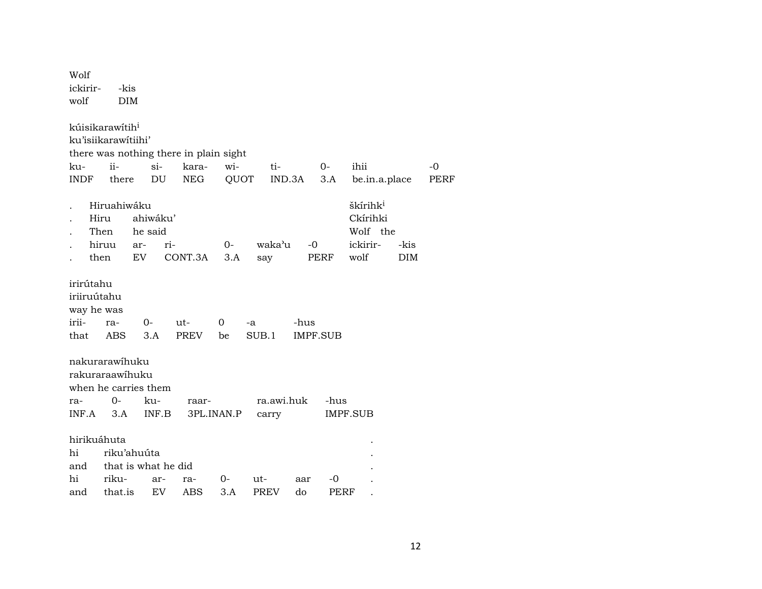Wolf
ickirir-      -kis
wolf          DIM

kúisikarawítih[i]
ku'isiikarawítiihi'
there was nothing there in plain sight

| ku- | ii- | si- | kara- | wi- | ti- | 0- | ihii | -0 |
|---|---|---|---|---|---|---|---|---|
| INDF | there | DU | NEG | QUOT | IND.3A | 3.A | be.in.a.place | PERF |

| . | Hiruahiwáku | | | | | | šk­írihk[i] | |
|---|---|---|---|---|---|---|---|---|
| . | Hiru | ahiwáku' | | | | | Ckírihki | |
| . | Then | he said | | | | | Wolf the | |
| . | hiruu | ar- | ri- | 0- | waka'u | -0 | ickirir- | -kis |
| . | then | EV | CONT.3A | 3.A | say | PERF | wolf | DIM |

irirútahu
iriiruútahu
way he was

| irii- | ra- | 0- | ut- | 0 | -a | -hus |
|---|---|---|---|---|---|---|
| that | ABS | 3.A | PREV | be | SUB.1 | IMPF.SUB |

nakurarawíhuku
rakuraraawíhuku
when he carries them

| ra- | 0- | ku- | raar- | ra.awi.huk | -hus |
|---|---|---|---|---|---|
| INF.A | 3.A | INF.B | 3PL.INAN.P | carry | IMPF.SUB |

hirikuáhuta .
hi riku'ahuúta .
and that is what he did .

| hi | riku- | ar- | ra- | 0- | ut- | aar | -0 | . |
|---|---|---|---|---|---|---|---|---|
| and | that.is | EV | ABS | 3.A | PREV | do | PERF | . |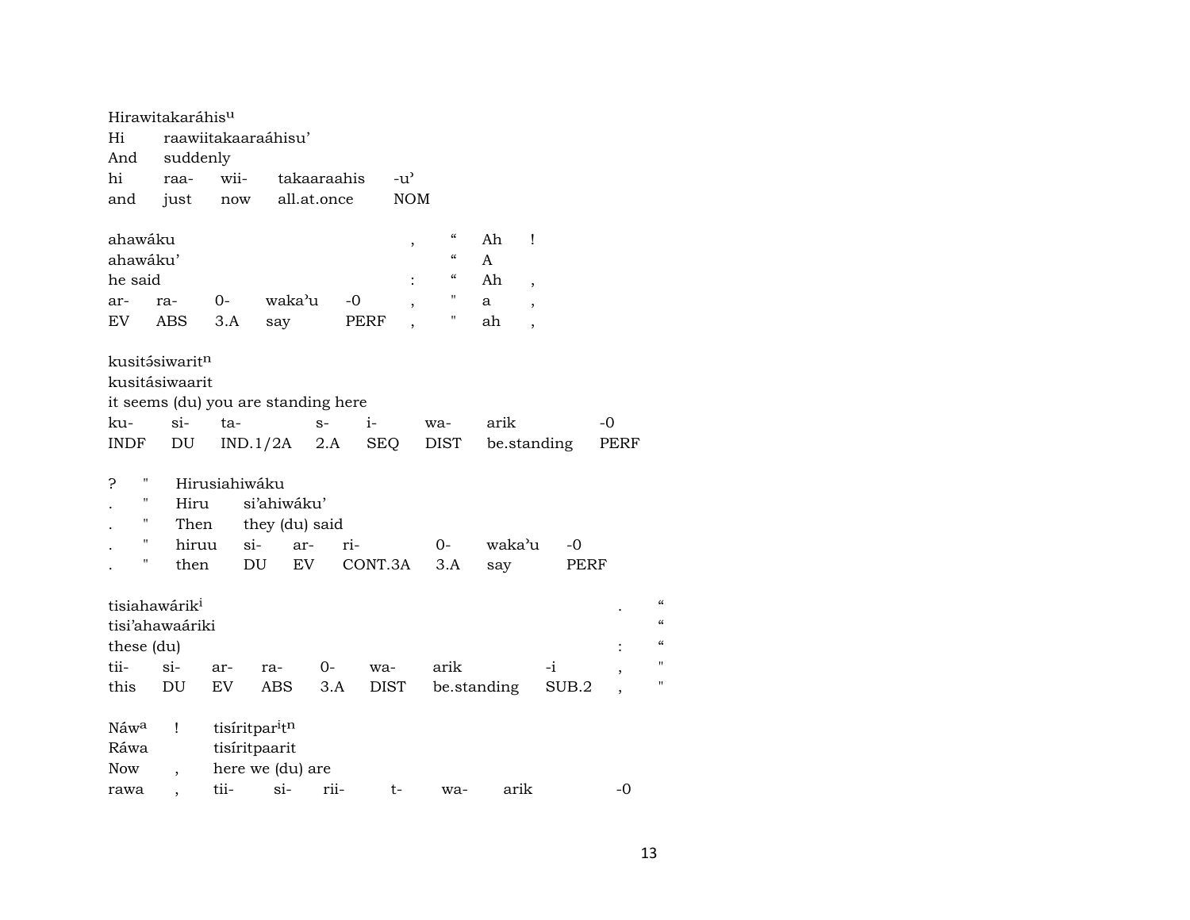Hirawitakaráhis^u
Hi raawiitakaaraáhisu'
And suddenly

| hi | raa- | wii- | takaaraahis | -u' |
|---|---|---|---|---|
| and | just | now | all.at.once | NOM |

| ahawáku | | | | | , | " | Ah | ! |
|---|---|---|---|---|---|---|---|---|
| ahawáku' | | | | | | " | A | |
| he said | | | | | : | " | Ah | , |
| ar- | ra- | 0- | waka'u | -0 | , | " | a | , |
| EV | ABS | 3.A | say | PERF | , | " | ah | , |

kusitə́siwarit^n
kusitásiwaarit
it seems (du) you are standing here

| ku- | si- | ta- | s- | i- | wa- | arik | -0 |
|---|---|---|---|---|---|---|---|
| INDF | DU | IND.1/2A | 2.A | SEQ | DIST | be.standing | PERF |

| ? | " | Hirusiahiwáku | | | | | | |
|---|---|---|---|---|---|---|---|---|
| . | " | Hiru | si'ahiwáku' | | | | | |
| . | " | Then | they (du) said | | | | | |
| . | " | hiruu | si- | ar- | ri- | 0- | waka'u | -0 |
| . | " | then | DU | EV | CONT.3A | 3.A | say | PERF |

| tisiahawárik^i | | | | | | | | . | " |
|---|---|---|---|---|---|---|---|---|---|
| tisi'ahawaáriki | | | | | | | | | " |
| these (du) | | | | | | | | : | " |
| tii- | si- | ar- | ra- | 0- | wa- | arik | -i | , | " |
| this | DU | EV | ABS | 3.A | DIST | be.standing | SUB.2 | , | " |

| Náw^a | ! | tisíritpar^it^n | | | | | |
|---|---|---|---|---|---|---|---|
| Ráwa | | tisíritpaarit | | | | | |
| Now | , | here we (du) are | | | | | |
| rawa | , | tii- | si- | rii- | t- | wa- | arik | -0 |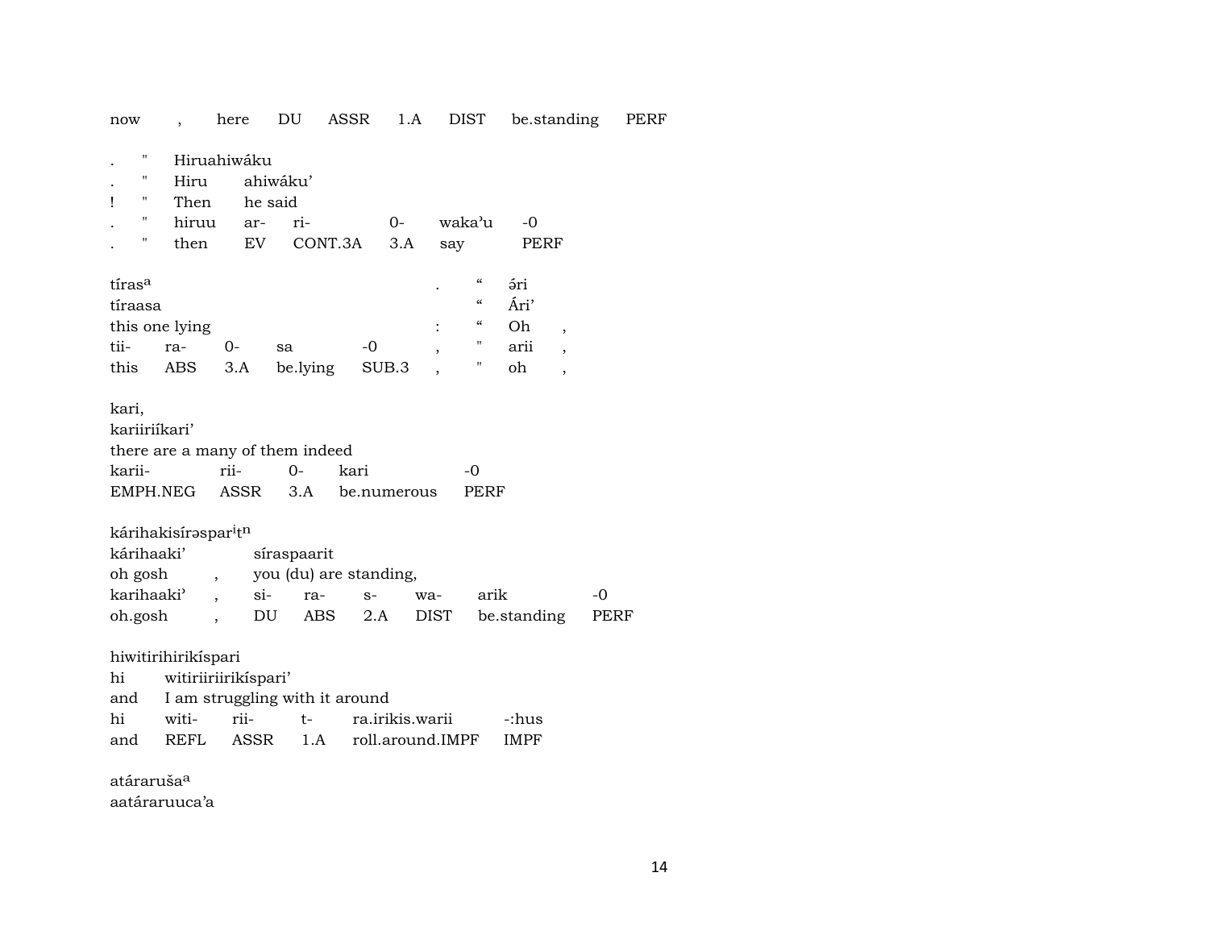now , here DU ASSR 1.A DIST be.standing PERF

| | | | | | | | |
|---|---|---|---|---|---|---|---|
| . | " | Hiruahiwáku | | | | | |
| . | " | Hiru | ahiwáku’ | | | | |
| ! | " | Then | he said | | | | |
| . | " | hiruu | ar- | ri- | 0- | waka’u | -0 |
| . | " | then | EV | CONT.3A | 3.A | say | PERF |

| | | | | | | | | | |
|---|---|---|---|---|---|---|---|---|---|
| tíras[a] | | | | | . | “ | ə́ri | |
| tíraasa | | | | | | “ | Ári’ | |
| this one lying | | | | | : | “ | Oh | , |
| tii- | ra- | 0- | sa | -0 | , | " | arii | , |
| this | ABS | 3.A | be.lying | SUB.3 | , | " | oh | , |

| | | | | |
|---|---|---|---|---|
| kari, | | | | |
| kariiriíkari’ | | | | |
| there are a many of them indeed | | | | |
| karii- | rii- | 0- | kari | -0 |
| EMPH.NEG | ASSR | 3.A | be.numerous | PERF |

| | | | | | | | |
|---|---|---|---|---|---|---|---|
| kárihakisírəspar[i]t[n] | | | | | | | |
| kárihaaki’ | | síraspaarit | | | | | |
| oh gosh | , | you (du) are standing, | | | | | |
| karihaaki’ | , | si- | ra- | s- | wa- | arik | -0 |
| oh.gosh | , | DU | ABS | 2.A | DIST | be.standing | PERF |

| | | | | | |
|---|---|---|---|---|---|
| hiwitirihirikíspari | | | | | |
| hi | witiriiriirikíspari’ | | | | |
| and | I am struggling with it around | | | | |
| hi | witi- | rii- | t- | ra.irikis.warii | -:hus |
| and | REFL | ASSR | 1.A | roll.around.IMPF | IMPF |

atáraruša[a]
aatáraruuca’a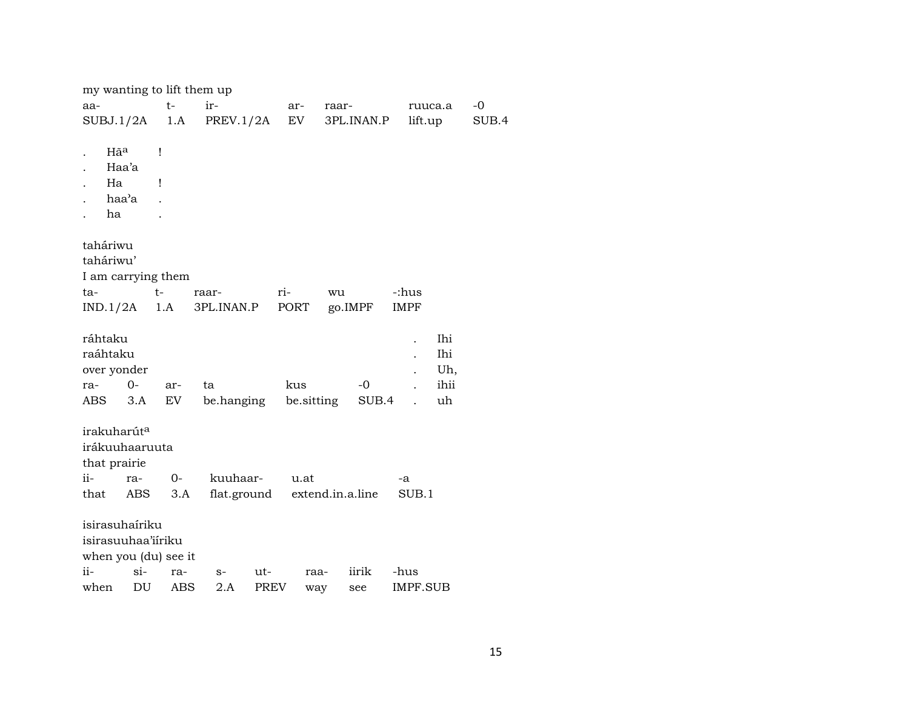my wanting to lift them up

| aa- | t- | ir- | ar- | raar- | ruuca.a | -0 |
|---|---|---|---|---|---|---|
| SUBJ.1/2A | 1.A | PREV.1/2A | EV | 3PL.INAN.P | lift.up | SUB.4 |

| | | |
|---|---|---|
| . | Hāᵃ | ! |
| . | Haa'a | |
| . | Ha | ! |
| . | haa'a | . |
| . | ha | . |

tahāriwu
tahāriwu'
I am carrying them

| ta- | t- | raar- | ri- | wu | -:hus |
|---|---|---|---|---|---|
| IND.1/2A | 1.A | 3PL.INAN.P | PORT | go.IMPF | IMPF |

| ráhtaku | | | | | | . | Ihi |
|---|---|---|---|---|---|---|---|
| raáhtaku | | | | | | . | Ihi |
| over yonder | | | | | | . | Uh, |
| ra- | 0- | ar- | ta | kus | -0 | . | ihii |
| ABS | 3.A | EV | be.hanging | be.sitting | SUB.4 | . | uh |

irakuharútᵃ
irákuuhaaruuta
that prairie

| ii- | ra- | 0- | kuuhaar- | u.at | -a |
|---|---|---|---|---|---|
| that | ABS | 3.A | flat.ground | extend.in.a.line | SUB.1 |

isirasuhaíriku
isirasuuhaa'iíriku
when you (du) see it

| ii- | si- | ra- | s- | ut- | raa- | iirik | -hus |
|---|---|---|---|---|---|---|---|
| when | DU | ABS | 2.A | PREV | way | see | IMPF.SUB |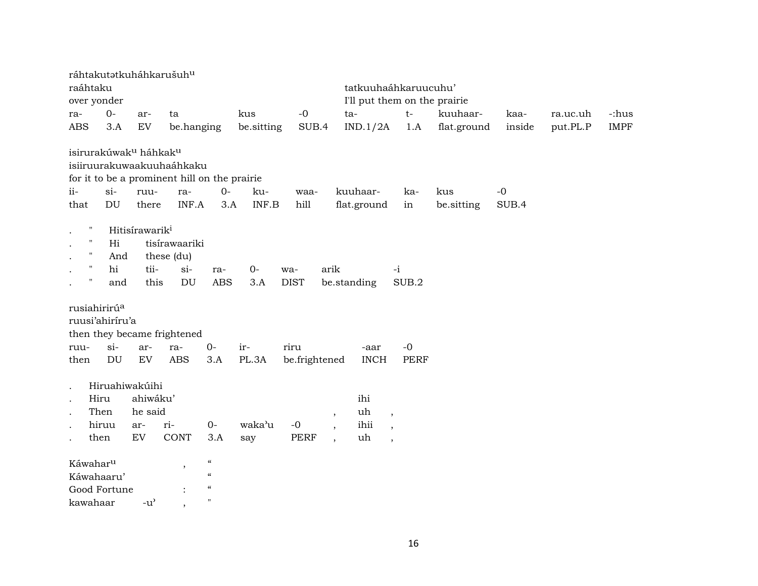ráhtakutətkuháhkarušuh[u]

| raáhtaku | | | | | | tatkuuhaáhkaruucuhu’ | | | | | |
|---|---|---|---|---|---|---|---|---|---|---|---|
| over yonder | | | | | | I'll put them on the prairie | | | | | |
| ra- | 0- | ar- | ta | kus | -0 | ta- | t- | kuuhaar- | kaa- | ra.uc.uh | -:hus |
| ABS | 3.A | EV | be.hanging | be.sitting | SUB.4 | IND.1/2A | 1.A | flat.ground | inside | put.PL.P | IMPF |

isirurakúwak[u] háhkak[u]

| isiiruurakuwaakuuhaáhkaku | | | | | | | | | |
|---|---|---|---|---|---|---|---|---|---|
| for it to be a prominent hill on the prairie | | | | | | | | | |
| ii- | si- | ruu- | ra- | 0- | ku- | waa- | kuuhaar- | ka- | kus | -0 |
| that | DU | there | INF.A | 3.A | INF.B | hill | flat.ground | in | be.sitting | SUB.4 |

| . | " | Hitisírawarik[i] | | | | | | | |
|---|---|---|---|---|---|---|---|---|---|
| . | " | Hi | tisírawaariki | | | | | | |
| . | " | And | these (du) | | | | | | |
| . | " | hi | tii- | si- | ra- | 0- | wa- | arik | -i |
| . | " | and | this | DU | ABS | 3.A | DIST | be.standing | SUB.2 |

rusiahirirú[a]

| ruusi’ahiríru’a | | | | | | | | |
|---|---|---|---|---|---|---|---|---|
| then they became frightened | | | | | | | | |
| ruu- | si- | ar- | ra- | 0- | ir- | riru | -aar | -0 |
| then | DU | EV | ABS | 3.A | PL.3A | be.frightened | INCH | PERF |

| . | Hiruahiwakúihi | | | | | | | |
|---|---|---|---|---|---|---|---|---|
| . | Hiru | ahiwáku’ | | | | | ihi | |
| . | Then | he said | | | | , | uh | , |
| . | hiruu | ar- | ri- | 0- | waka’u | -0 | , | ihii | , |
| . | then | EV | CONT | 3.A | say | PERF | , | uh | , |

| Káwahar[u] | | , | “ |
|---|---|---|---|
| Káwahaaru’ | | | “ |
| Good Fortune | | : | “ |
| kawahaar | -u’ | , | " |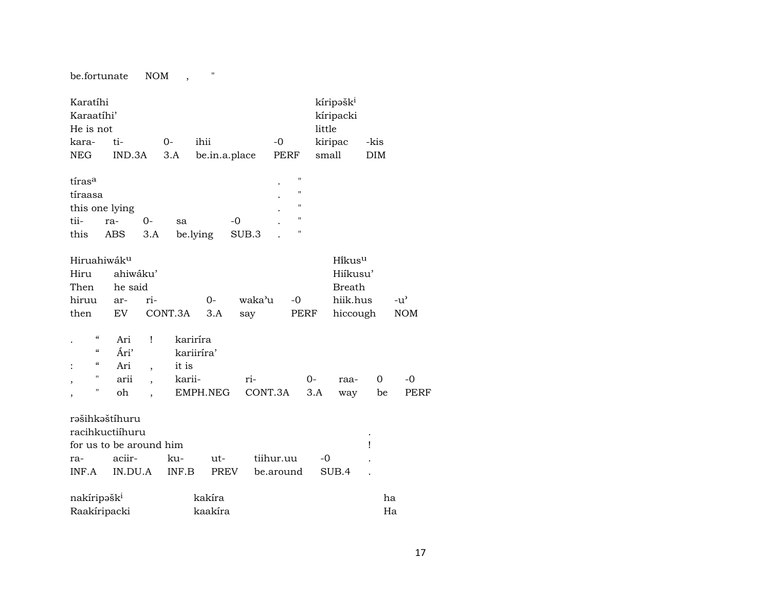| be.fortunate | NOM | , | " |
|---|---|---|---|

| Karatíhi | | | | | kíripəšk[i] | |
|---|---|---|---|---|---|---|
| Karaatíhi’ | | | | | kíripacki | |
| He is not | | | | | little | |
| kara- | ti- | 0- | ihii | -0 | kiripac | -kis |
| NEG | IND.3A | 3.A | be.in.a.place | PERF | small | DIM |

| tíras[a] | | | | | . | " |
|---|---|---|---|---|---|---|
| tíraasa | | | | | . | " |
| this one lying | | | | | . | " |
| tii- | ra- | 0- | sa | -0 | . | " |
| this | ABS | 3.A | be.lying | SUB.3 | . | " |

| Hiruahiwák[u] | | | | | | Hĩkus[u] | |
|---|---|---|---|---|---|---|---|
| Hiru | ahiwáku’ | | | | | Hiíkusu’ | |
| Then | he said | | | | | Breath | |
| hiruu | ar- | ri- | 0- | waka’u | -0 | hiik.hus | -u’ |
| then | EV | CONT.3A | 3.A | say | PERF | hiccough | NOM |

| . | “ | Ari | ! | karirira | | | | |
|---|---|---|---|---|---|---|---|---|
| | “ | Ári’ | | kariiríra’ | | | | |
| : | “ | Ari | , | it is | | | | |
| , | " | arii | , | karii- | ri- | 0- | raa- | 0 | -0 |
| , | " | oh | , | EMPH.NEG | CONT.3A | 3.A | way | be | PERF |

| rəšihkəštíhuru | | | | | | |
|---|---|---|---|---|---|---|
| racihkuctiíhuru | | | | | | . |
| for us to be around him | | | | | | ! |
| ra- | aciir- | ku- | ut- | tiihur.uu | -0 | . |
| INF.A | IN.DU.A | INF.B | PREV | be.around | SUB.4 | . |

| nakíripəšk[i] | kakíra | ha |
|---|---|---|
| Raakíripacki | kaakíra | Ha |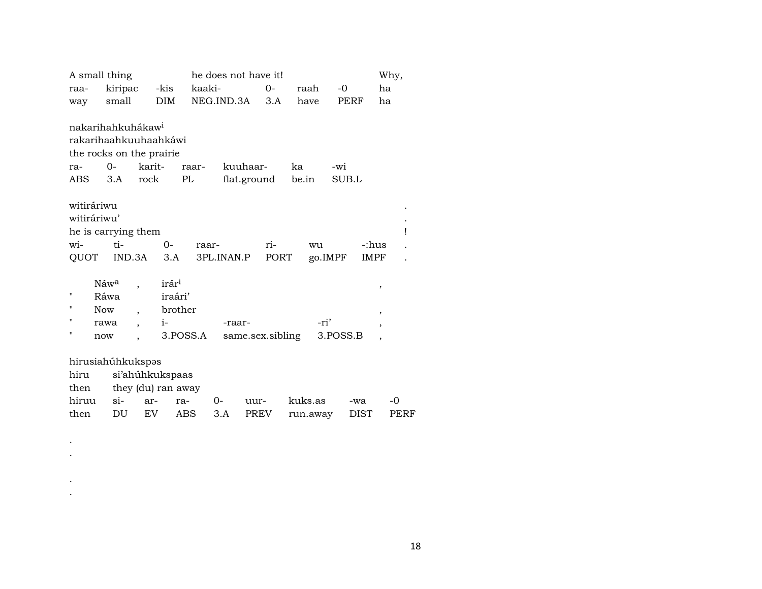| A small thing | | | he does not have it! | | | | Why, |
|---|---|---|---|---|---|---|---|
| raa- | kiripac | -kis | kaaki- | 0- | raah | -0 | ha |
| way | small | DIM | NEG.IND.3A | 3.A | have | PERF | ha |

nakarihahkuhákaw[i]
rakarihaahkuuhaahkáwi
the rocks on the prairie

| ra- | 0- | karit- | raar- | kuuhaar- | ka | -wi |
|---|---|---|---|---|---|---|
| ABS | 3.A | rock | PL | flat.ground | be.in | SUB.L |

witiráriwu .
witiráriwu' .
he is carrying them !

| wi- | ti- | 0- | raar- | ri- | wu | -:hus | . |
|---|---|---|---|---|---|---|---|
| QUOT | IND.3A | 3.A | 3PL.INAN.P | PORT | go.IMPF | IMPF | . |

| | Náw[a] | , | irár[i] | | | , |
|---|---|---|---|---|---|---|
| " | Ráwa | | iraári' | | | |
| " | Now | , | brother | | | , |
| " | rawa | , | i- | -raar- | -ri' | , |
| " | now | , | 3.POSS.A | same.sex.sibling | 3.POSS.B | , |

hirusiahúhkukspəs

| hiru | si'ahúhkukspaas | | | | | | | |
|---|---|---|---|---|---|---|---|---|
| then | they (du) ran away | | | | | | | |
| hiruu | si- | ar- | ra- | 0- | uur- | kuks.as | -wa | -0 |
| then | DU | EV | ABS | 3.A | PREV | run.away | DIST | PERF |

.
.

.
.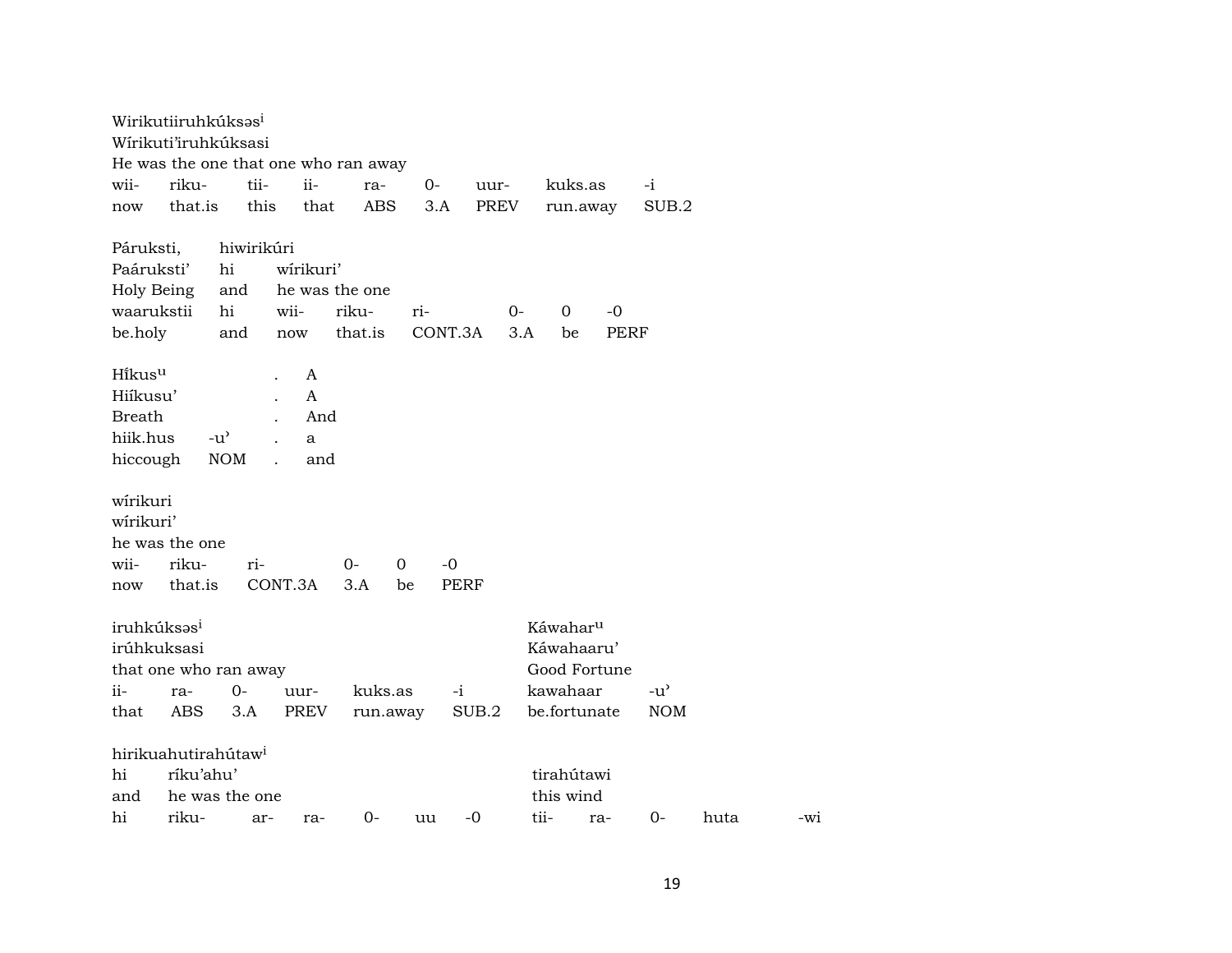Wirikutiiruhkúksəs[i]
Wírikuti'iruhkúksasi
He was the one that one who ran away

| wii- | riku- | tii- | ii- | ra- | 0- | uur- | kuks.as | -i |
|---|---|---|---|---|---|---|---|---|
| now | that.is | this | that | ABS | 3.A | PREV | run.away | SUB.2 |

| Páruksti, | hiwirikúri | | | | | | |
|---|---|---|---|---|---|---|---|
| Paáruksti' | hi | wírikuri' | | | | | |
| Holy Being | and | he was the one | | | | | |
| waarukstii | hi | wii- | riku- | ri- | 0- | 0 | -0 |
| be.holy | and | now | that.is | CONT.3A | 3.A | be | PERF |

| Hi̋kus[u] | | . | A |
|---|---|---|---|
| Hiíkusu' | | . | A |
| Breath | | . | And |
| hiik.hus | -u' | . | a |
| hiccough | NOM | . | and |

wírikuri
wírikuri'
he was the one

| wii- | riku- | ri- | 0- | 0 | -0 |
|---|---|---|---|---|---|
| now | that.is | CONT.3A | 3.A | be | PERF |

| iruhkúksəs[i] | | | | | | Káwahar[u] | |
|---|---|---|---|---|---|---|---|
| irúhkuksasi | | | | | | Káwahaaru' | |
| that one who ran away | | | | | | Good Fortune | |
| ii- | ra- | 0- | uur- | kuks.as | -i | kawahaar | -u' |
| that | ABS | 3.A | PREV | run.away | SUB.2 | be.fortunate | NOM |

hirikuahutirahútaw[i]

| hi | ríku'ahu' | | | | | tirahútawi | | | | |
|---|---|---|---|---|---|---|---|---|---|---|
| and | he was the one | | | | | this wind | | | | |
| hi | riku- | ar- | ra- | 0- | uu -0 | tii- | ra- | 0- | huta | -wi |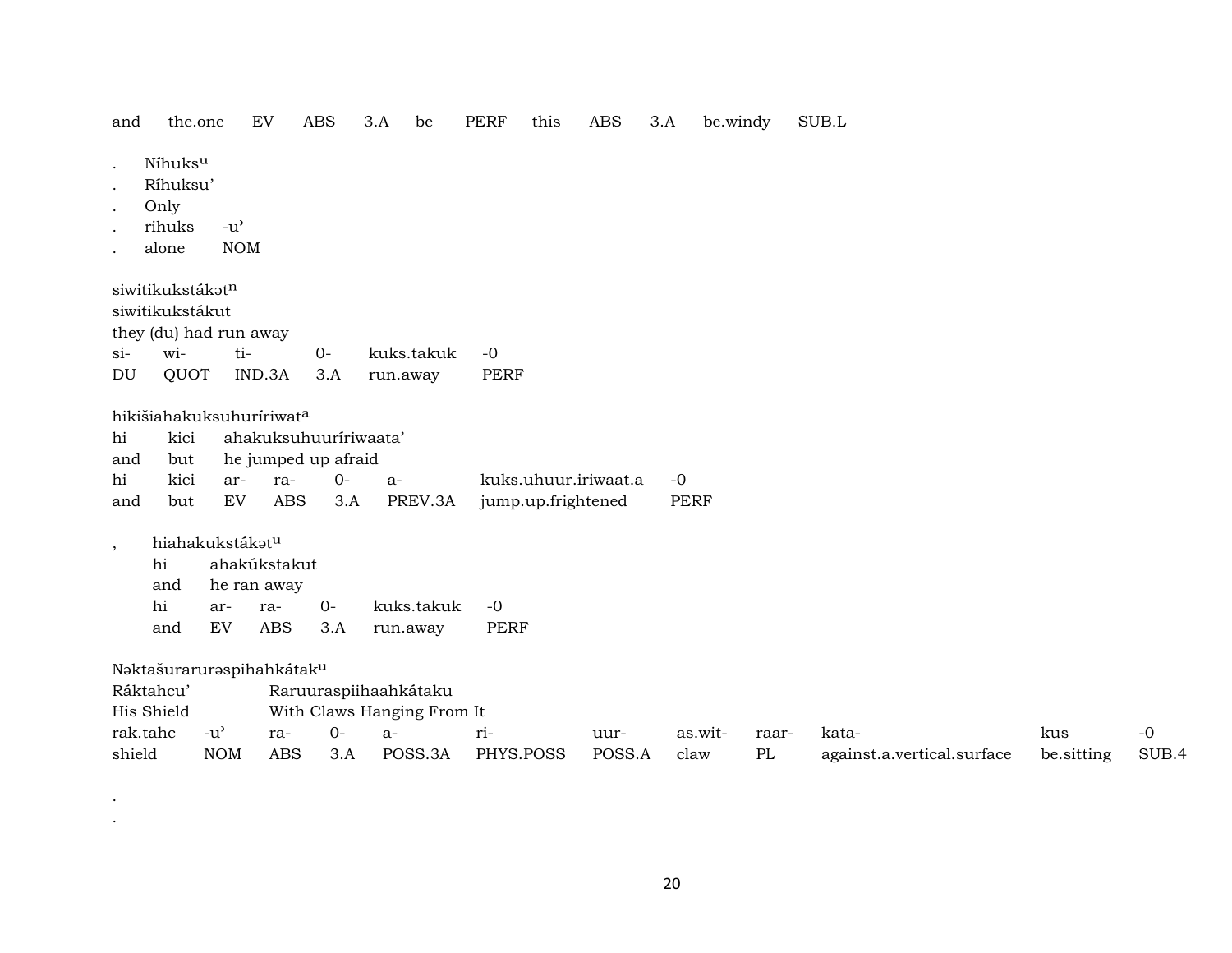and the.one EV ABS 3.A be PERF this ABS 3.A be.windy SUB.L

. Níhuks$^{u}$
. Ríhuksu'
. Only
. rihuks -u'
. alone NOM

siwitikukstákət$^{n}$
siwitikukstákut
they (du) had run away

| si- | wi- | ti- | 0- | kuks.takuk | -0 |
|---|---|---|---|---|---|
| DU | QUOT | IND.3A | 3.A | run.away | PERF |

hikišiahakuksuhuríriwat$^{a}$

| hi | kici | ahakuksuhuuríriwaata' | | | | |
|---|---|---|---|---|---|---|
| and | but | he jumped up afraid | | | | |
| hi | kici | ar- | ra- | 0- | a- | kuks.uhuur.iriwaat.a | -0 |
| and | but | EV | ABS | 3.A | PREV.3A | jump.up.frightened | PERF |

, hiahakukstákət$^{u}$

| hi | ahakúkstakut | | | | |
|---|---|---|---|---|---|
| and | he ran away | | | | |
| hi | ar- | ra- | 0- | kuks.takuk | -0 |
| and | EV | ABS | 3.A | run.away | PERF |

Nəktašurarurəspihahkátak$^{u}$

| Ráktahcu' | | Raruuraspiihaahkátaku | | | | | | | | | |
|---|---|---|---|---|---|---|---|---|---|---|---|
| His Shield | | With Claws Hanging From It | | | | | | | | | |
| rak.tahc | -u' | ra- | 0- | a- | ri- | uur- | as.wit- | raar- | kata- | kus | -0 |
| shield | NOM | ABS | 3.A | POSS.3A | PHYS.POSS | POSS.A | claw | PL | against.a.vertical.surface | be.sitting | SUB.4 |

.
.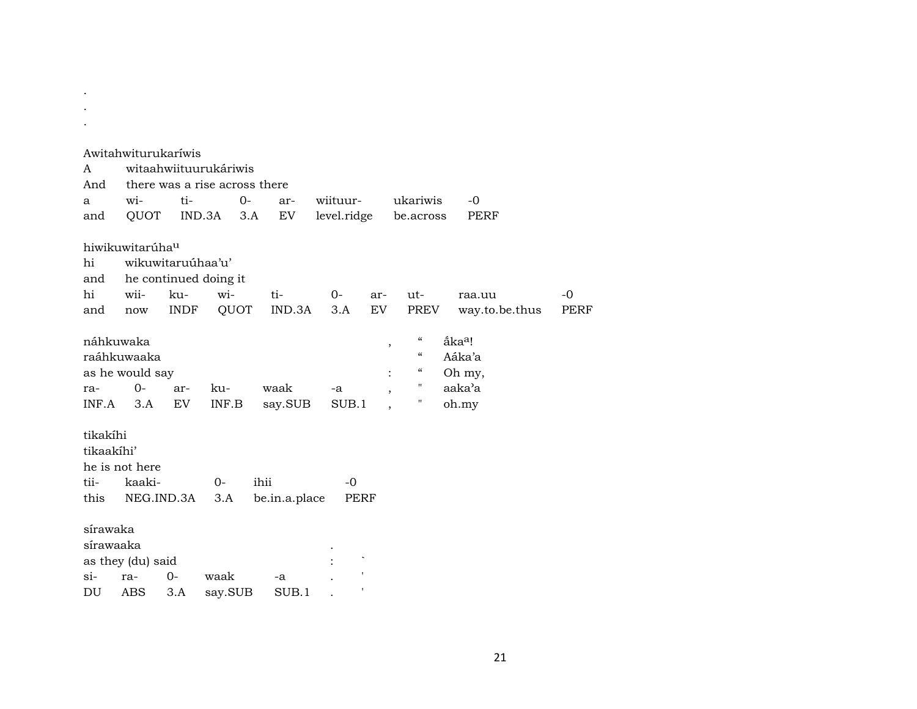.
.
.

Awitahwiturukaríwis
A witaahwiituurukáriwis
And there was a rise across there

| a | wi- | ti- | 0- | ar- | wiituur- | ukariwis | -0 |
|---|---|---|---|---|---|---|---|
| and | QUOT | IND.3A | 3.A | EV | level.ridge | be.across | PERF |

hiwikuwitarúha[u]
hi wikuwitaruúhaa'u'
and he continued doing it

| hi | wii- | ku- | wi- | ti- | 0- | ar- | ut- | raa.uu | -0 |
|---|---|---|---|---|---|---|---|---|---|
| and | now | INDF | QUOT | IND.3A | 3.A | EV | PREV | way.to.be.thus | PERF |

náhkuwaka , " ắka[a]!
raáhkuwaaka " Aáka'a
as he would say : " Oh my,

| ra- | 0- | ar- | ku- | waak | -a | , | " | aaka'a |
|---|---|---|---|---|---|---|---|---|
| INF.A | 3.A | EV | INF.B | say.SUB | SUB.1 | , | " | oh.my |

tikakíhi
tikaakíhi'
he is not here

| tii- | kaaki- | 0- | ihii | -0 |
|---|---|---|---|---|
| this | NEG.IND.3A | 3.A | be.in.a.place | PERF |

sírawaka
sírawaaka .
as they (du) said : `

| si- | ra- | 0- | waak | -a | . | ' |
|---|---|---|---|---|---|---|
| DU | ABS | 3.A | say.SUB | SUB.1 | . | ' |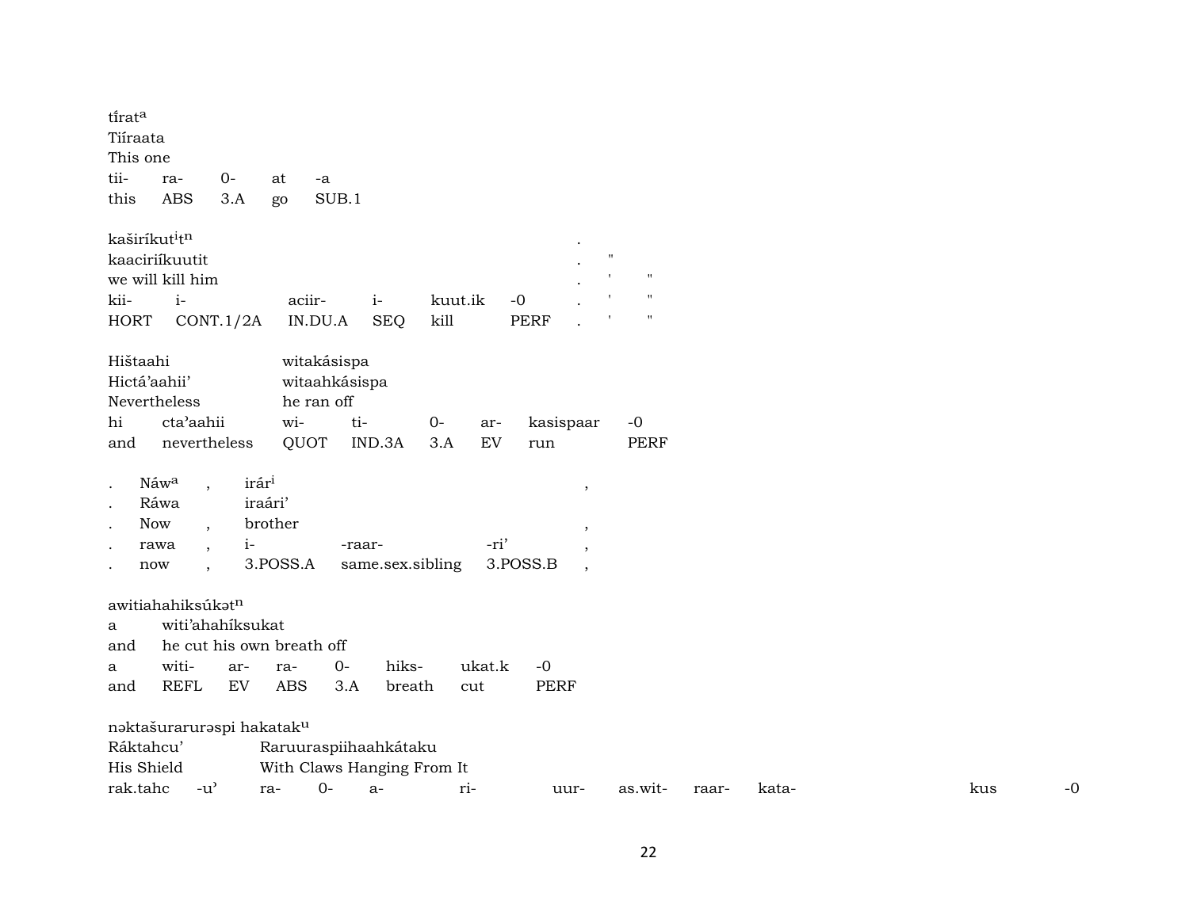tírat[a]
Tiíraata
This one

| tii- | ra- | 0- | at | -a |
|---|---|---|---|---|
| this | ABS | 3.A | go | SUB.1 |

kaširíkut[i]t[n] .
kaaciriíkuutit . "
we will kill him . ' "

| kii- | i- | aciir- | i- | kuut.ik | -0 | . | ' | " |
|---|---|---|---|---|---|---|---|---|
| HORT | CONT.1/2A | IN.DU.A | SEQ | kill | PERF | . | ' | " |

Hištaahi witakásispa
Hictá'aahii' witaahkásispa
Nevertheless he ran off

| hi | cta'aahii | wi- | ti- | 0- | ar- | kasispaar | -0 |
|---|---|---|---|---|---|---|---|
| and | nevertheless | QUOT | IND.3A | 3.A | EV | run | PERF |

. Náw[a] , irár[i] ,
. Ráwa iraári'
. Now , brother ,

| . | rawa | , | i- | -raar- | -ri' | , |
|---|---|---|---|---|---|---|
| . | now | , | 3.POSS.A | same.sex.sibling | 3.POSS.B | , |

awitiahahiksúkət[n]
a witi'ahahíksukat
and he cut his own breath off

| a | witi- | ar- | ra- | 0- | hiks- | ukat.k | -0 |
|---|---|---|---|---|---|---|---|
| and | REFL | EV | ABS | 3.A | breath | cut | PERF |

nəktašurarurəspi hakatak[u]
Ráktahcu' Raruuraspiihaahkátaku
His Shield With Claws Hanging From It

| rak.tahc | -u' | ra- | 0- | a- | ri- | uur- | as.wit- | raar- | kata- | kus | -0 |
|---|---|---|---|---|---|---|---|---|---|---|---|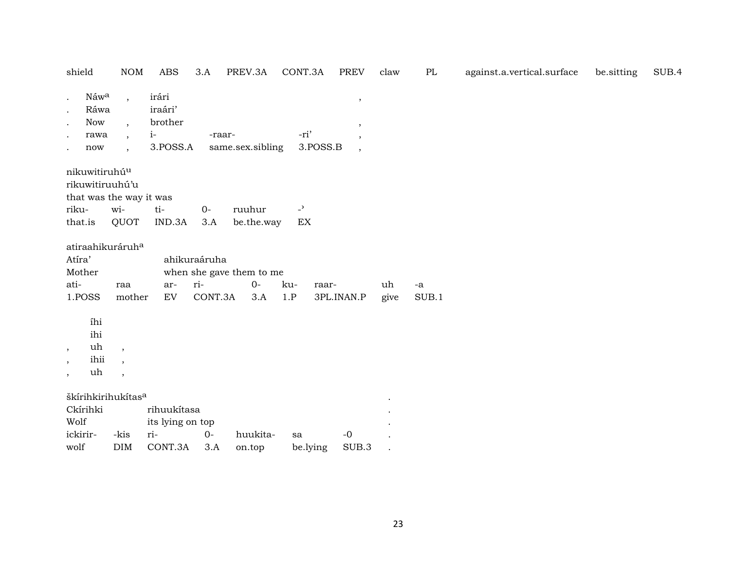| | | | | | | | | | | | |
|---|---|---|---|---|---|---|---|---|---|---|---|
| shield | NOM | ABS | 3.A | PREV.3A | CONT.3A | PREV | claw | PL | against.a.vertical.surface | be.sitting | SUB.4 |

| | | | | | |
|---|---|---|---|---|---|
| . | Náw[a] | , | irári | | , |
| . | Ráwa | | iraári' | | |
| . | Now | , | brother | | , |
| . | rawa | , | i- | -raar- | -ri' | , |
| . | now | , | 3.POSS.A | same.sex.sibling | 3.POSS.B | , |

nikuwitiruhú[u]
rikuwitiruuhú'u
that was the way it was

| | | | | | |
|---|---|---|---|---|---|
| riku- | wi- | ti- | 0- | ruuhur | -' |
| that.is | QUOT | IND.3A | 3.A | be.the.way | EX |

atiraahikuráruh[a]

| | | | | | | | | |
|---|---|---|---|---|---|---|---|---|
| Atíra' | | ahikuraáruha | | | | | | |
| Mother | | when she gave them to me | | | | | | |
| ati- | raa | ar- | ri- | 0- | ku- | raar- | uh | -a |
| 1.POSS | mother | EV | CONT.3A | 3.A | 1.P | 3PL.INAN.P | give | SUB.1 |

| | | |
|---|---|---|
| | íhi | |
| | ihi | |
| , | uh | , |
| , | ihii | , |
| , | uh | , |

škírihkirihukítas[a] .

| | | | | | | | |
|---|---|---|---|---|---|---|---|
| Ckírihki | | rihuukítasa | | | | | . |
| Wolf | | its lying on top | | | | | . |
| ickirir- | -kis | ri- | 0- | huukita- | sa | -0 | . |
| wolf | DIM | CONT.3A | 3.A | on.top | be.lying | SUB.3 | . |